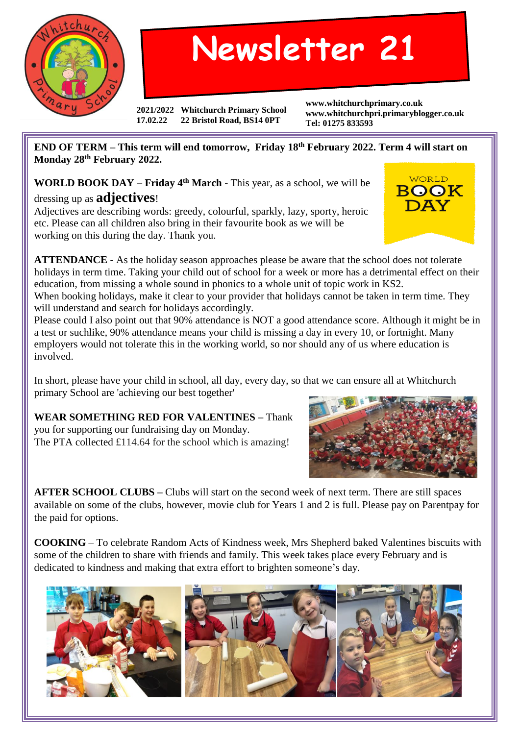# Newsletter 21

2021/2022 Whitchurch Primary School
17.02.22 22 Bristol Road, BS14 0PT

www.whitchurchprimary.co.uk
www.whitchurchpri.primaryblogger.co.uk
Tel: 01275 833593

**END OF TERM – This term will end tomorrow, Friday 18th February 2022. Term 4 will start on Monday 28th February 2022.**

**WORLD BOOK DAY – Friday 4th March** - This year, as a school, we will be dressing up as **adjectives**!
Adjectives are describing words: greedy, colourful, sparkly, lazy, sporty, heroic etc. Please can all children also bring in their favourite book as we will be working on this during the day. Thank you.

**ATTENDANCE -** As the holiday season approaches please be aware that the school does not tolerate holidays in term time. Taking your child out of school for a week or more has a detrimental effect on their education, from missing a whole sound in phonics to a whole unit of topic work in KS2.
When booking holidays, make it clear to your provider that holidays cannot be taken in term time. They will understand and search for holidays accordingly.
Please could I also point out that 90% attendance is NOT a good attendance score. Although it might be in a test or suchlike, 90% attendance means your child is missing a day in every 10, or fortnight. Many employers would not tolerate this in the working world, so nor should any of us where education is involved.

In short, please have your child in school, all day, every day, so that we can ensure all at Whitchurch primary School are 'achieving our best together'

**WEAR SOMETHING RED FOR VALENTINES –** Thank you for supporting our fundraising day on Monday.
The PTA collected £114.64 for the school which is amazing!

**AFTER SCHOOL CLUBS –** Clubs will start on the second week of next term. There are still spaces available on some of the clubs, however, movie club for Years 1 and 2 is full. Please pay on Parentpay for the paid for options.

**COOKING** – To celebrate Random Acts of Kindness week, Mrs Shepherd baked Valentines biscuits with some of the children to share with friends and family. This week takes place every February and is dedicated to kindness and making that extra effort to brighten someone's day.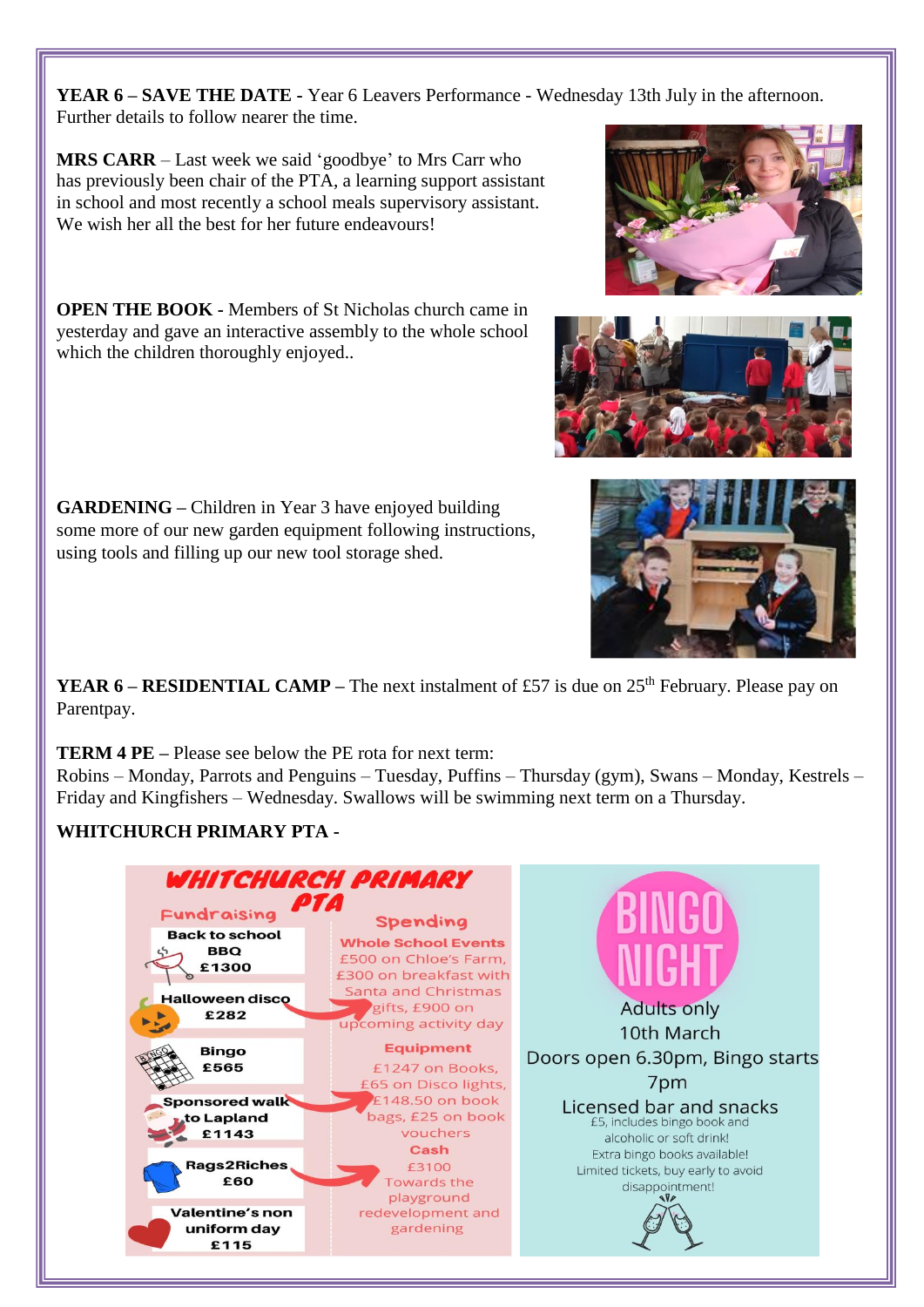**YEAR 6 – SAVE THE DATE -** Year 6 Leavers Performance - Wednesday 13th July in the afternoon. Further details to follow nearer the time.

**MRS CARR** – Last week we said 'goodbye' to Mrs Carr who has previously been chair of the PTA, a learning support assistant in school and most recently a school meals supervisory assistant. We wish her all the best for her future endeavours!

**OPEN THE BOOK -** Members of St Nicholas church came in yesterday and gave an interactive assembly to the whole school which the children thoroughly enjoyed..

**GARDENING –** Children in Year 3 have enjoyed building some more of our new garden equipment following instructions, using tools and filling up our new tool storage shed.

**YEAR 6 – RESIDENTIAL CAMP –** The next instalment of £57 is due on 25th February. Please pay on Parentpay.

**TERM 4 PE –** Please see below the PE rota for next term:
Robins – Monday, Parrots and Penguins – Tuesday, Puffins – Thursday (gym), Swans – Monday, Kestrels – Friday and Kingfishers – Wednesday. Swallows will be swimming next term on a Thursday.

**WHITCHURCH PRIMARY PTA -**

**WHITCHURCH PRIMARY PTA**

**Fundraising**

- Back to school BBQ £1300
- Halloween disco £282
- Bingo £565
- Sponsored walk to Lapland £1143
- Rags2Riches £60
- Valentine's non uniform day £115

**Spending**

**Whole School Events**
£500 on Chloe's Farm, £300 on breakfast with Santa and Christmas gifts, £900 on upcoming activity day

**Equipment**
£1247 on Books, £65 on Disco lights, £148.50 on book bags, £25 on book vouchers

**Cash**
£3100 Towards the playground redevelopment and gardening

**BINGO NIGHT**

Adults only
10th March
Doors open 6.30pm, Bingo starts 7pm
Licensed bar and snacks
£5, includes bingo book and alcoholic or soft drink!
Extra bingo books available!
Limited tickets, buy early to avoid disappointment!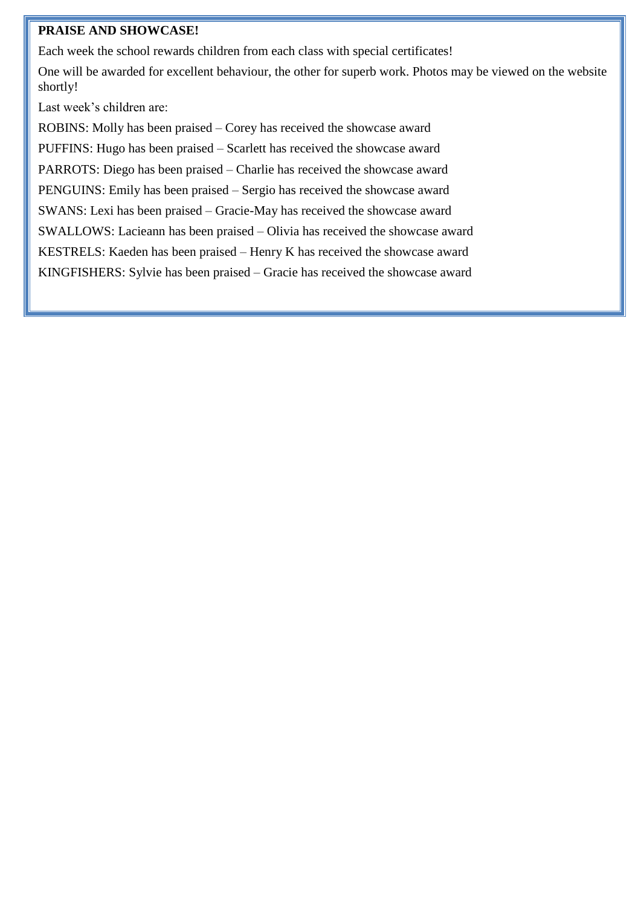**PRAISE AND SHOWCASE!**

Each week the school rewards children from each class with special certificates!

One will be awarded for excellent behaviour, the other for superb work. Photos may be viewed on the website shortly!

Last week's children are:

ROBINS: Molly has been praised – Corey has received the showcase award

PUFFINS: Hugo has been praised – Scarlett has received the showcase award

PARROTS: Diego has been praised – Charlie has received the showcase award

PENGUINS: Emily has been praised – Sergio has received the showcase award

SWANS: Lexi has been praised – Gracie-May has received the showcase award

SWALLOWS: Lacieann has been praised – Olivia has received the showcase award

KESTRELS: Kaeden has been praised – Henry K has received the showcase award

KINGFISHERS: Sylvie has been praised – Gracie has received the showcase award